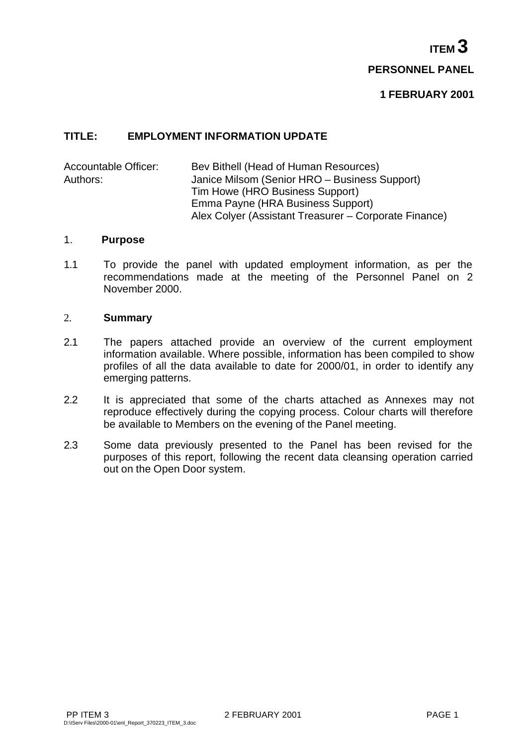**ITEM 3**

**PERSONNEL PANEL**

**1 FEBRUARY 2001**

**TITLE: EMPLOYMENT INFORMATION UPDATE**

Accountable Officer: Bev Bithell (Head of Human Resources)
Authors: Janice Milsom (Senior HRO – Business Support)
Tim Howe (HRO Business Support)
Emma Payne (HRA Business Support)
Alex Colyer (Assistant Treasurer – Corporate Finance)

## 1. Purpose

1.1 To provide the panel with updated employment information, as per the recommendations made at the meeting of the Personnel Panel on 2 November 2000.

## 2. Summary

2.1 The papers attached provide an overview of the current employment information available. Where possible, information has been compiled to show profiles of all the data available to date for 2000/01, in order to identify any emerging patterns.

2.2 It is appreciated that some of the charts attached as Annexes may not reproduce effectively during the copying process. Colour charts will therefore be available to Members on the evening of the Panel meeting.

2.3 Some data previously presented to the Panel has been revised for the purposes of this report, following the recent data cleansing operation carried out on the Open Door system.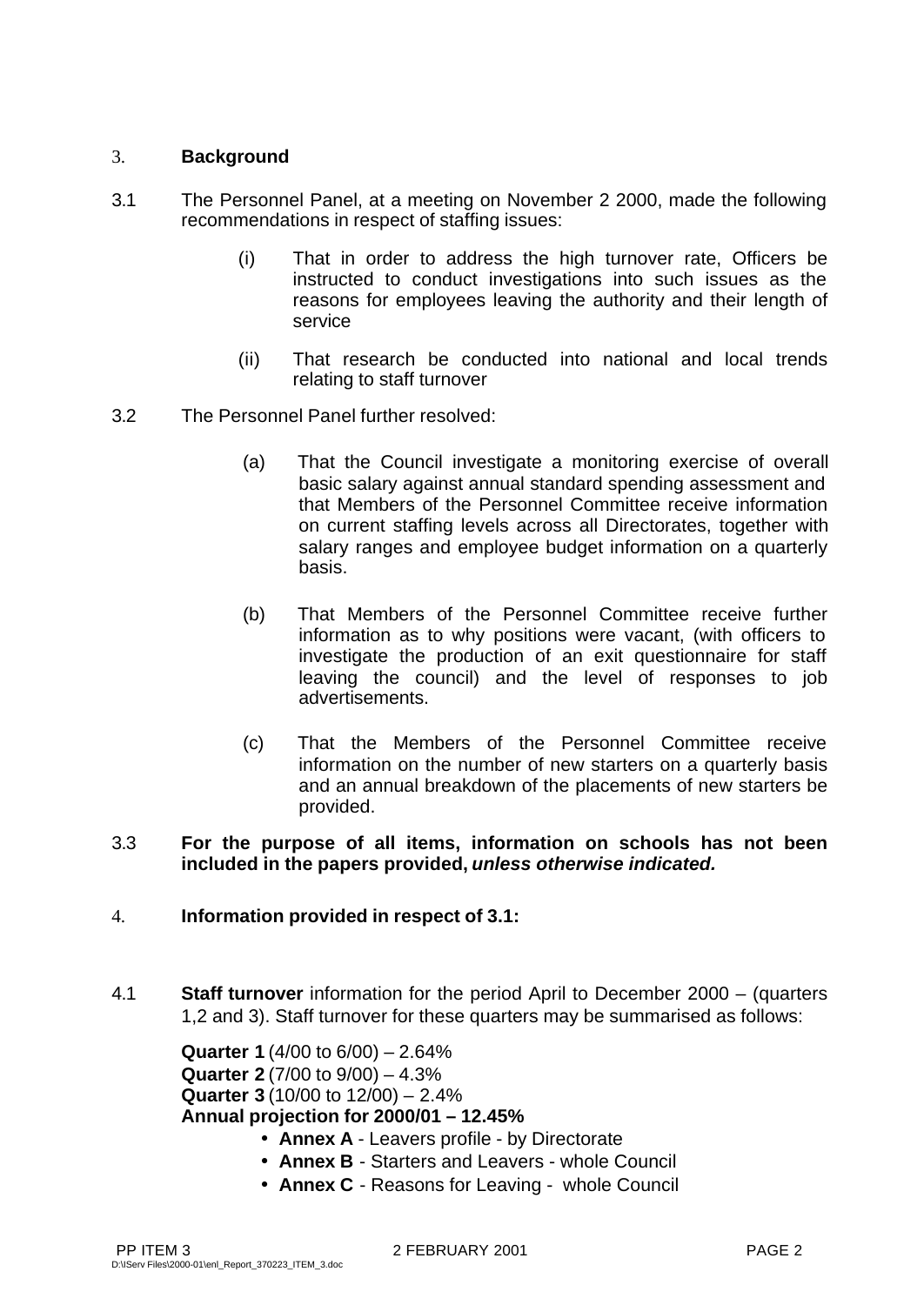## 3. Background

3.1 The Personnel Panel, at a meeting on November 2 2000, made the following recommendations in respect of staffing issues:

(i) That in order to address the high turnover rate, Officers be instructed to conduct investigations into such issues as the reasons for employees leaving the authority and their length of service

(ii) That research be conducted into national and local trends relating to staff turnover

3.2 The Personnel Panel further resolved:

(a) That the Council investigate a monitoring exercise of overall basic salary against annual standard spending assessment and that Members of the Personnel Committee receive information on current staffing levels across all Directorates, together with salary ranges and employee budget information on a quarterly basis.

(b) That Members of the Personnel Committee receive further information as to why positions were vacant, (with officers to investigate the production of an exit questionnaire for staff leaving the council) and the level of responses to job advertisements.

(c) That the Members of the Personnel Committee receive information on the number of new starters on a quarterly basis and an annual breakdown of the placements of new starters be provided.

3.3 **For the purpose of all items, information on schools has not been included in the papers provided, *unless otherwise indicated.***

## 4. Information provided in respect of 3.1:

4.1 **Staff turnover** information for the period April to December 2000 – (quarters 1,2 and 3). Staff turnover for these quarters may be summarised as follows:

**Quarter 1** (4/00 to 6/00) – 2.64%
**Quarter 2** (7/00 to 9/00) – 4.3%
**Quarter 3** (10/00 to 12/00) – 2.4%
**Annual projection for 2000/01 – 12.45%**

- **Annex A** - Leavers profile - by Directorate
- **Annex B** - Starters and Leavers - whole Council
- **Annex C** - Reasons for Leaving - whole Council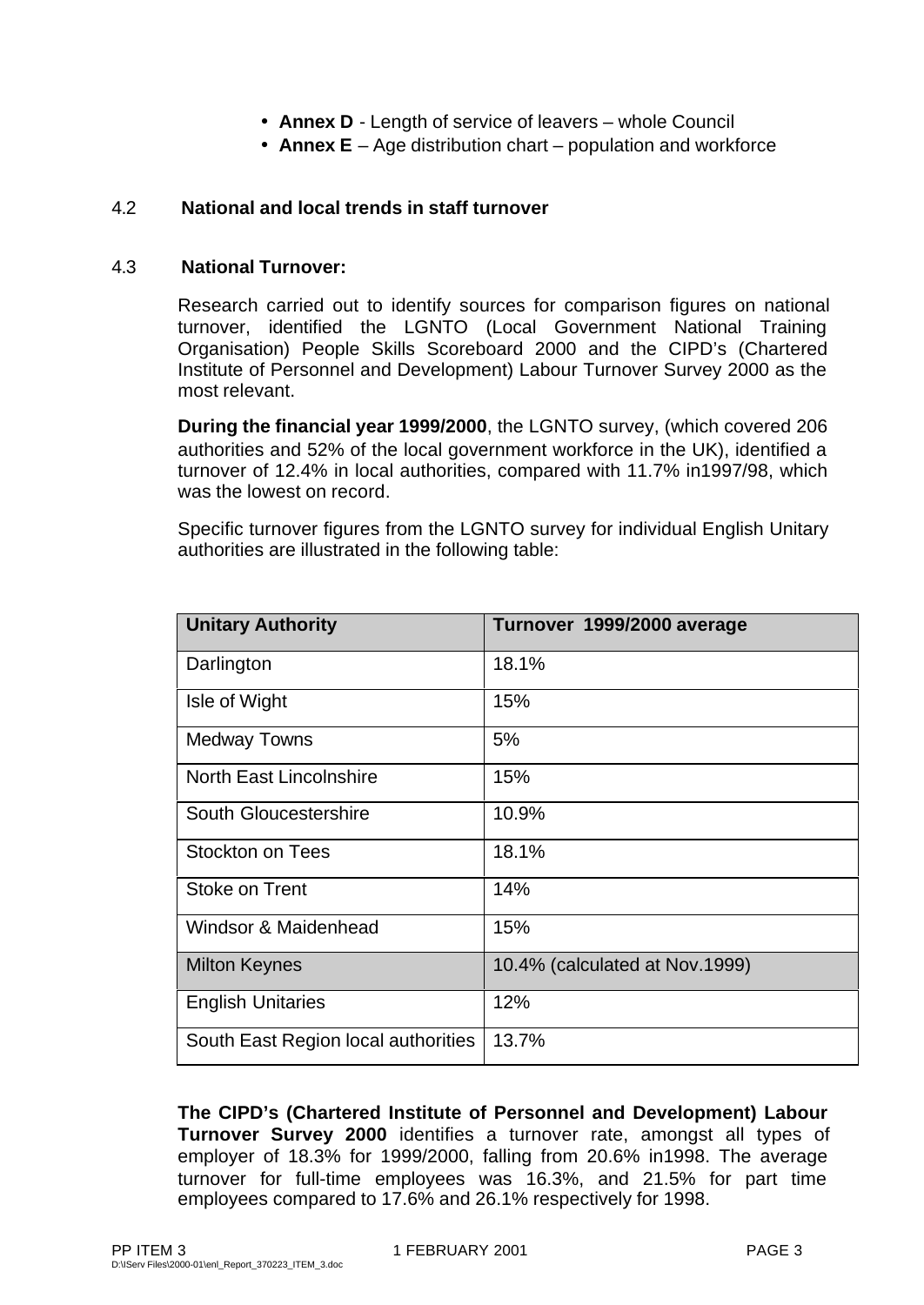- **Annex D** - Length of service of leavers – whole Council
- **Annex E** – Age distribution chart – population and workforce

4.2 **National and local trends in staff turnover**

4.3 **National Turnover:**

Research carried out to identify sources for comparison figures on national turnover, identified the LGNTO (Local Government National Training Organisation) People Skills Scoreboard 2000 and the CIPD's (Chartered Institute of Personnel and Development) Labour Turnover Survey 2000 as the most relevant.

**During the financial year 1999/2000**, the LGNTO survey, (which covered 206 authorities and 52% of the local government workforce in the UK), identified a turnover of 12.4% in local authorities, compared with 11.7% in1997/98, which was the lowest on record.

Specific turnover figures from the LGNTO survey for individual English Unitary authorities are illustrated in the following table:

| Unitary Authority | Turnover 1999/2000 average |
|---|---|
| Darlington | 18.1% |
| Isle of Wight | 15% |
| Medway Towns | 5% |
| North East Lincolnshire | 15% |
| South Gloucestershire | 10.9% |
| Stockton on Tees | 18.1% |
| Stoke on Trent | 14% |
| Windsor & Maidenhead | 15% |
| Milton Keynes | 10.4% (calculated at Nov.1999) |
| English Unitaries | 12% |
| South East Region local authorities | 13.7% |

**The CIPD's (Chartered Institute of Personnel and Development) Labour Turnover Survey 2000** identifies a turnover rate, amongst all types of employer of 18.3% for 1999/2000, falling from 20.6% in1998. The average turnover for full-time employees was 16.3%, and 21.5% for part time employees compared to 17.6% and 26.1% respectively for 1998.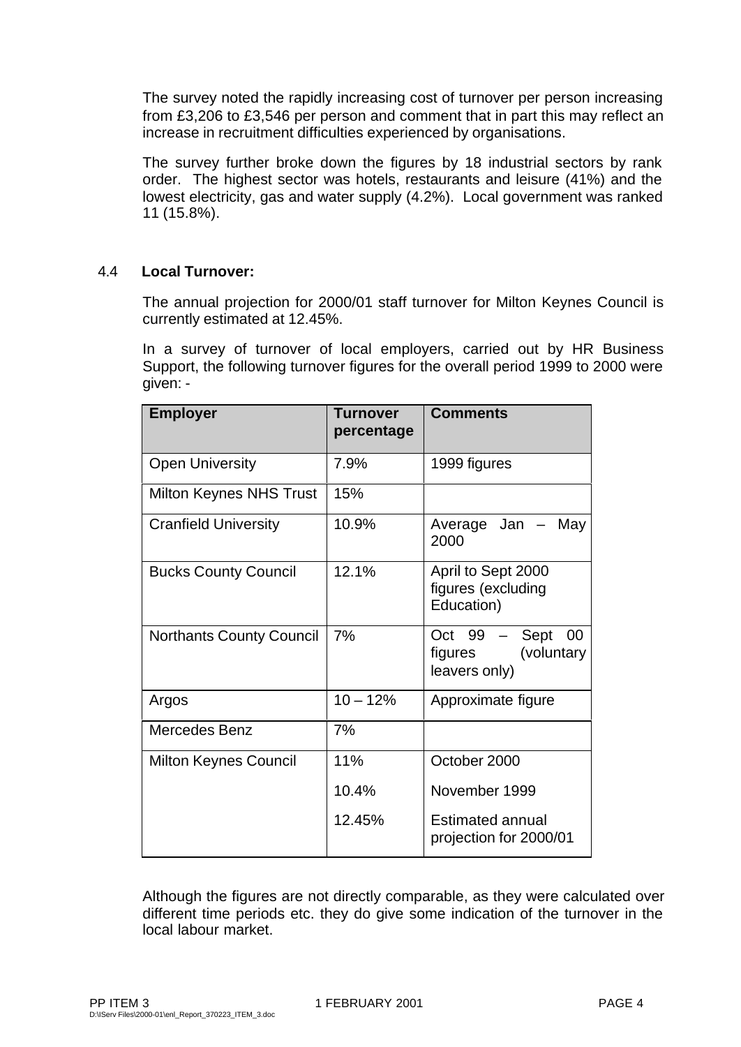The survey noted the rapidly increasing cost of turnover per person increasing from £3,206 to £3,546 per person and comment that in part this may reflect an increase in recruitment difficulties experienced by organisations.

The survey further broke down the figures by 18 industrial sectors by rank order. The highest sector was hotels, restaurants and leisure (41%) and the lowest electricity, gas and water supply (4.2%). Local government was ranked 11 (15.8%).

### 4.4 Local Turnover:

The annual projection for 2000/01 staff turnover for Milton Keynes Council is currently estimated at 12.45%.

In a survey of turnover of local employers, carried out by HR Business Support, the following turnover figures for the overall period 1999 to 2000 were given: -

| Employer | Turnover percentage | Comments |
|---|---|---|
| Open University | 7.9% | 1999 figures |
| Milton Keynes NHS Trust | 15% | |
| Cranfield University | 10.9% | Average Jan – May 2000 |
| Bucks County Council | 12.1% | April to Sept 2000 figures (excluding Education) |
| Northants County Council | 7% | Oct 99 – Sept 00 figures (voluntary leavers only) |
| Argos | 10 – 12% | Approximate figure |
| Mercedes Benz | 7% | |
| Milton Keynes Council | 11%<br>10.4%<br>12.45% | October 2000<br>November 1999<br>Estimated annual projection for 2000/01 |

Although the figures are not directly comparable, as they were calculated over different time periods etc. they do give some indication of the turnover in the local labour market.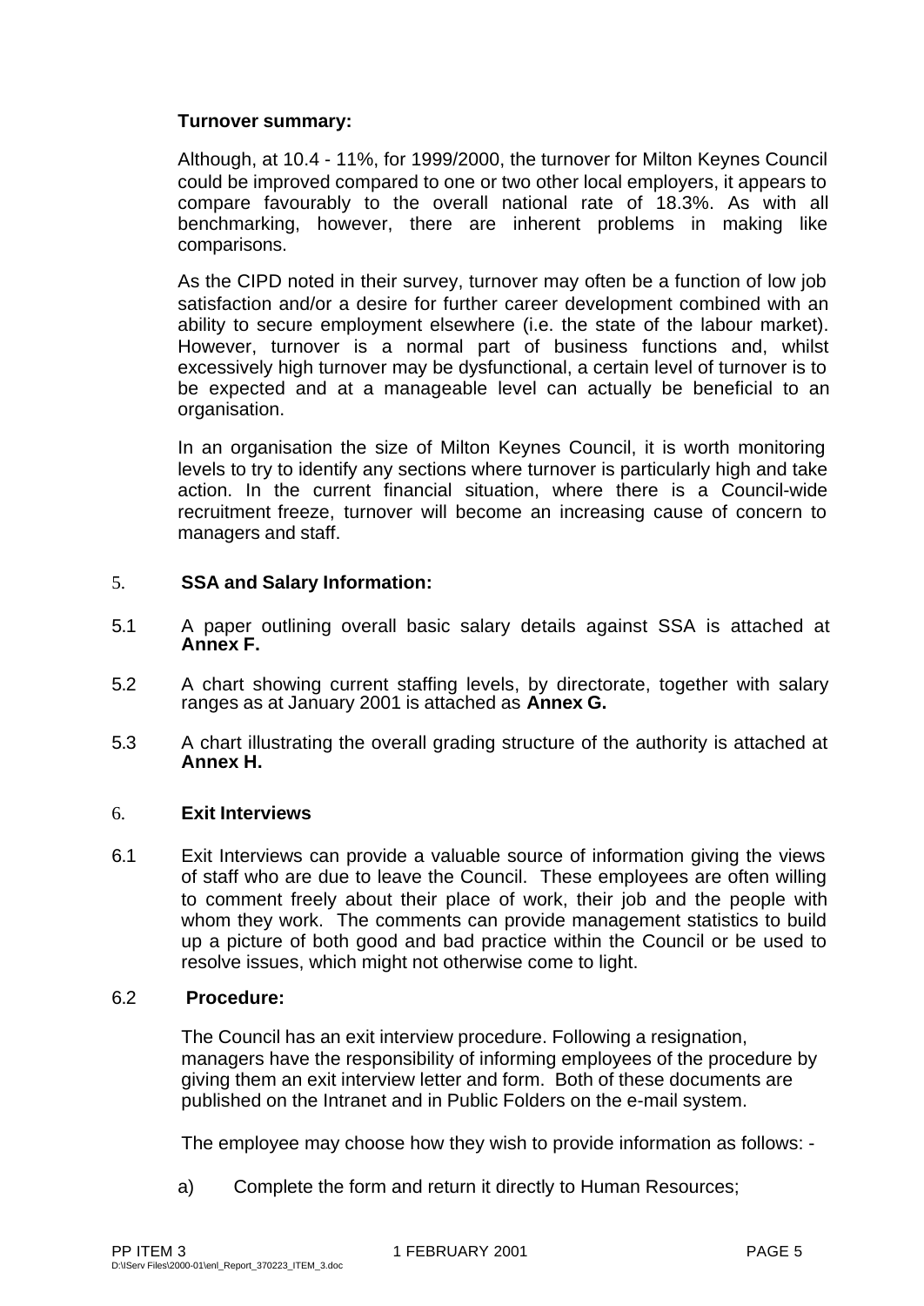**Turnover summary:**

Although, at 10.4 - 11%, for 1999/2000, the turnover for Milton Keynes Council could be improved compared to one or two other local employers, it appears to compare favourably to the overall national rate of 18.3%. As with all benchmarking, however, there are inherent problems in making like comparisons.

As the CIPD noted in their survey, turnover may often be a function of low job satisfaction and/or a desire for further career development combined with an ability to secure employment elsewhere (i.e. the state of the labour market). However, turnover is a normal part of business functions and, whilst excessively high turnover may be dysfunctional, a certain level of turnover is to be expected and at a manageable level can actually be beneficial to an organisation.

In an organisation the size of Milton Keynes Council, it is worth monitoring levels to try to identify any sections where turnover is particularly high and take action. In the current financial situation, where there is a Council-wide recruitment freeze, turnover will become an increasing cause of concern to managers and staff.

5. **SSA and Salary Information:**

5.1 A paper outlining overall basic salary details against SSA is attached at **Annex F.**

5.2 A chart showing current staffing levels, by directorate, together with salary ranges as at January 2001 is attached as **Annex G.**

5.3 A chart illustrating the overall grading structure of the authority is attached at **Annex H.**

6. **Exit Interviews**

6.1 Exit Interviews can provide a valuable source of information giving the views of staff who are due to leave the Council. These employees are often willing to comment freely about their place of work, their job and the people with whom they work. The comments can provide management statistics to build up a picture of both good and bad practice within the Council or be used to resolve issues, which might not otherwise come to light.

6.2 **Procedure:**

The Council has an exit interview procedure. Following a resignation, managers have the responsibility of informing employees of the procedure by giving them an exit interview letter and form. Both of these documents are published on the Intranet and in Public Folders on the e-mail system.

The employee may choose how they wish to provide information as follows: -

a) Complete the form and return it directly to Human Resources;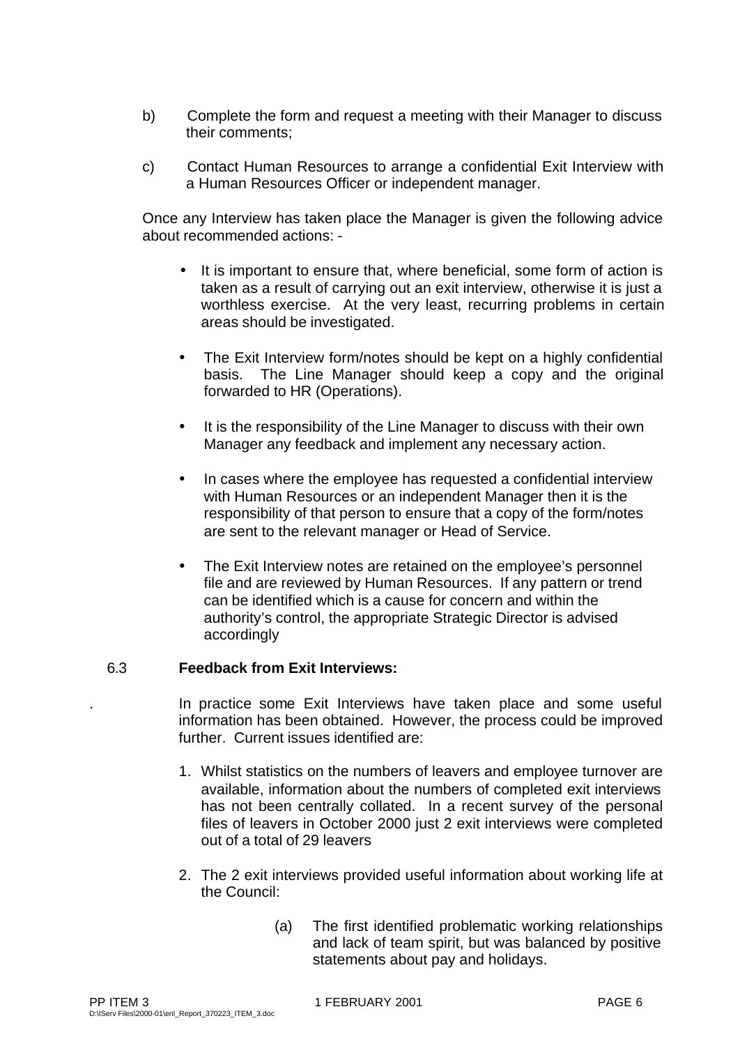b) Complete the form and request a meeting with their Manager to discuss their comments;

c) Contact Human Resources to arrange a confidential Exit Interview with a Human Resources Officer or independent manager.

Once any Interview has taken place the Manager is given the following advice about recommended actions: -

- It is important to ensure that, where beneficial, some form of action is taken as a result of carrying out an exit interview, otherwise it is just a worthless exercise. At the very least, recurring problems in certain areas should be investigated.

- The Exit Interview form/notes should be kept on a highly confidential basis. The Line Manager should keep a copy and the original forwarded to HR (Operations).

- It is the responsibility of the Line Manager to discuss with their own Manager any feedback and implement any necessary action.

- In cases where the employee has requested a confidential interview with Human Resources or an independent Manager then it is the responsibility of that person to ensure that a copy of the form/notes are sent to the relevant manager or Head of Service.

- The Exit Interview notes are retained on the employee's personnel file and are reviewed by Human Resources. If any pattern or trend can be identified which is a cause for concern and within the authority's control, the appropriate Strategic Director is advised accordingly

6.3 **Feedback from Exit Interviews:**

. In practice some Exit Interviews have taken place and some useful information has been obtained. However, the process could be improved further. Current issues identified are:

1. Whilst statistics on the numbers of leavers and employee turnover are available, information about the numbers of completed exit interviews has not been centrally collated. In a recent survey of the personal files of leavers in October 2000 just 2 exit interviews were completed out of a total of 29 leavers

2. The 2 exit interviews provided useful information about working life at the Council:

   (a) The first identified problematic working relationships and lack of team spirit, but was balanced by positive statements about pay and holidays.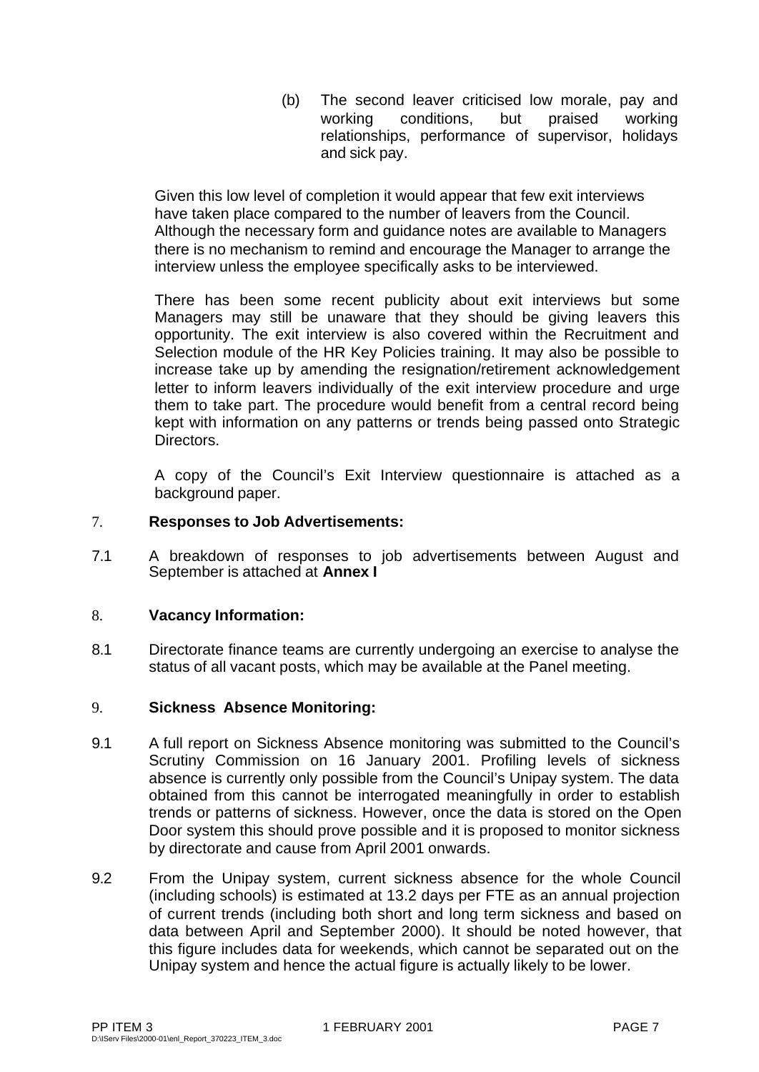(b) The second leaver criticised low morale, pay and working conditions, but praised working relationships, performance of supervisor, holidays and sick pay.

Given this low level of completion it would appear that few exit interviews have taken place compared to the number of leavers from the Council. Although the necessary form and guidance notes are available to Managers there is no mechanism to remind and encourage the Manager to arrange the interview unless the employee specifically asks to be interviewed.

There has been some recent publicity about exit interviews but some Managers may still be unaware that they should be giving leavers this opportunity. The exit interview is also covered within the Recruitment and Selection module of the HR Key Policies training. It may also be possible to increase take up by amending the resignation/retirement acknowledgement letter to inform leavers individually of the exit interview procedure and urge them to take part. The procedure would benefit from a central record being kept with information on any patterns or trends being passed onto Strategic Directors.

A copy of the Council's Exit Interview questionnaire is attached as a background paper.

## 7. Responses to Job Advertisements:

7.1 A breakdown of responses to job advertisements between August and September is attached at **Annex I**

## 8. Vacancy Information:

8.1 Directorate finance teams are currently undergoing an exercise to analyse the status of all vacant posts, which may be available at the Panel meeting.

## 9. Sickness Absence Monitoring:

9.1 A full report on Sickness Absence monitoring was submitted to the Council's Scrutiny Commission on 16 January 2001. Profiling levels of sickness absence is currently only possible from the Council's Unipay system. The data obtained from this cannot be interrogated meaningfully in order to establish trends or patterns of sickness. However, once the data is stored on the Open Door system this should prove possible and it is proposed to monitor sickness by directorate and cause from April 2001 onwards.

9.2 From the Unipay system, current sickness absence for the whole Council (including schools) is estimated at 13.2 days per FTE as an annual projection of current trends (including both short and long term sickness and based on data between April and September 2000). It should be noted however, that this figure includes data for weekends, which cannot be separated out on the Unipay system and hence the actual figure is actually likely to be lower.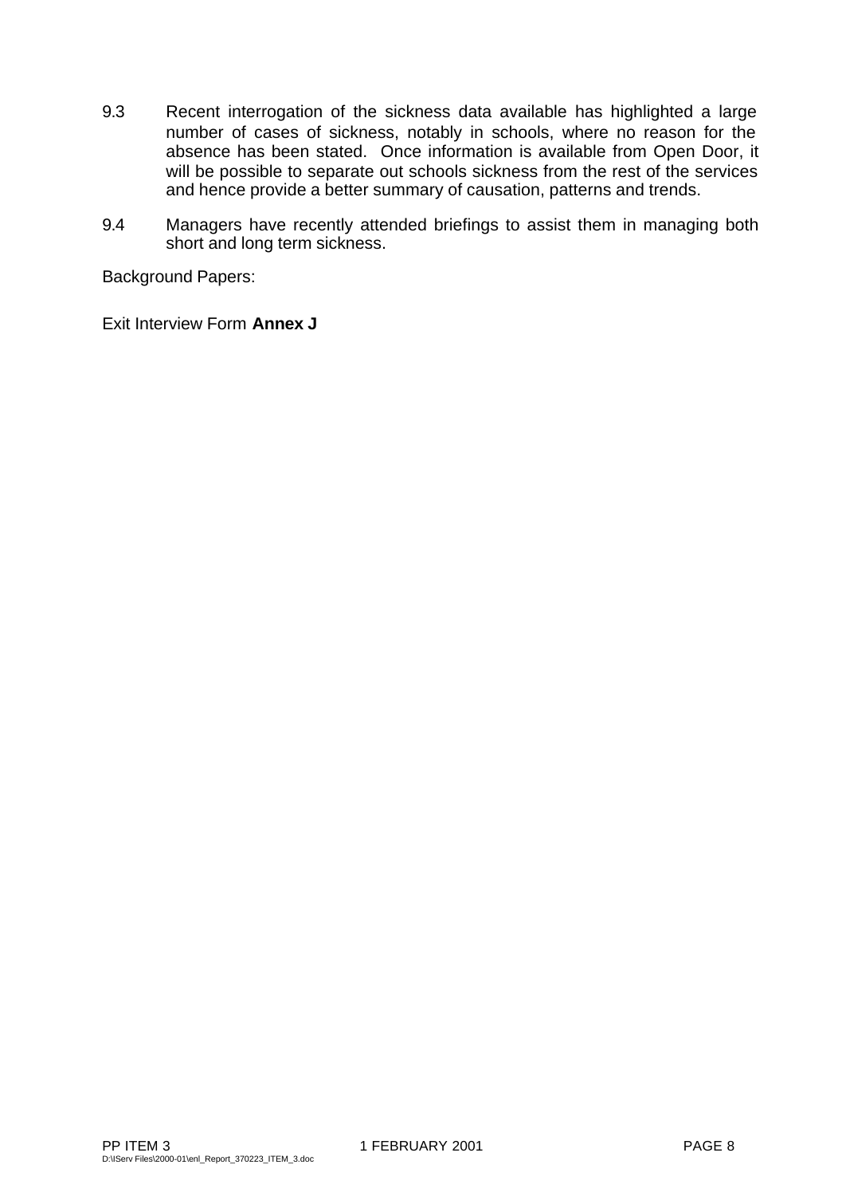9.3 Recent interrogation of the sickness data available has highlighted a large number of cases of sickness, notably in schools, where no reason for the absence has been stated. Once information is available from Open Door, it will be possible to separate out schools sickness from the rest of the services and hence provide a better summary of causation, patterns and trends.

9.4 Managers have recently attended briefings to assist them in managing both short and long term sickness.

Background Papers:

Exit Interview Form **Annex J**